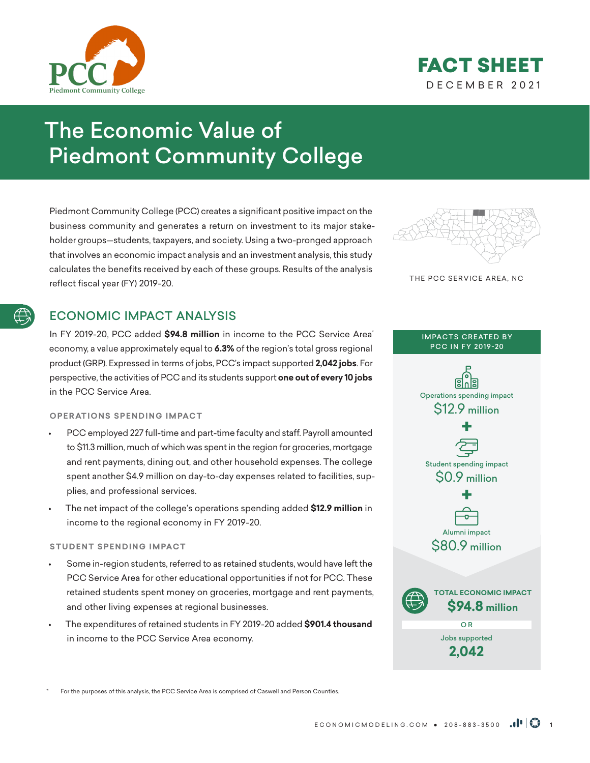PCC
Piedmont Community College

# FACT SHEET

DECEMBER 2021

# The Economic Value of Piedmont Community College

Piedmont Community College (PCC) creates a significant positive impact on the business community and generates a return on investment to its major stakeholder groups—students, taxpayers, and society. Using a two-pronged approach that involves an economic impact analysis and an investment analysis, this study calculates the benefits received by each of these groups. Results of the analysis reflect fiscal year (FY) 2019-20.

THE PCC SERVICE AREA, NC

## ECONOMIC IMPACT ANALYSIS

In FY 2019-20, PCC added **$94.8 million** in income to the PCC Service Area* economy, a value approximately equal to **6.3%** of the region's total gross regional product (GRP). Expressed in terms of jobs, PCC's impact supported **2,042 jobs**. For perspective, the activities of PCC and its students support **one out of every 10 jobs** in the PCC Service Area.

### OPERATIONS SPENDING IMPACT

- PCC employed 227 full-time and part-time faculty and staff. Payroll amounted to $11.3 million, much of which was spent in the region for groceries, mortgage and rent payments, dining out, and other household expenses. The college spent another $4.9 million on day-to-day expenses related to facilities, supplies, and professional services.
- The net impact of the college's operations spending added **$12.9 million** in income to the regional economy in FY 2019-20.

### STUDENT SPENDING IMPACT

- Some in-region students, referred to as retained students, would have left the PCC Service Area for other educational opportunities if not for PCC. These retained students spent money on groceries, mortgage and rent payments, and other living expenses at regional businesses.
- The expenditures of retained students in FY 2019-20 added **$901.4 thousand** in income to the PCC Service Area economy.

**IMPACTS CREATED BY PCC IN FY 2019-20**

Operations spending impact
$12.9 million

+

Student spending impact
$0.9 million

+

Alumni impact
$80.9 million

**TOTAL ECONOMIC IMPACT**
**$94.8 million**

OR

Jobs supported
**2,042**

\* For the purposes of this analysis, the PCC Service Area is comprised of Caswell and Person Counties.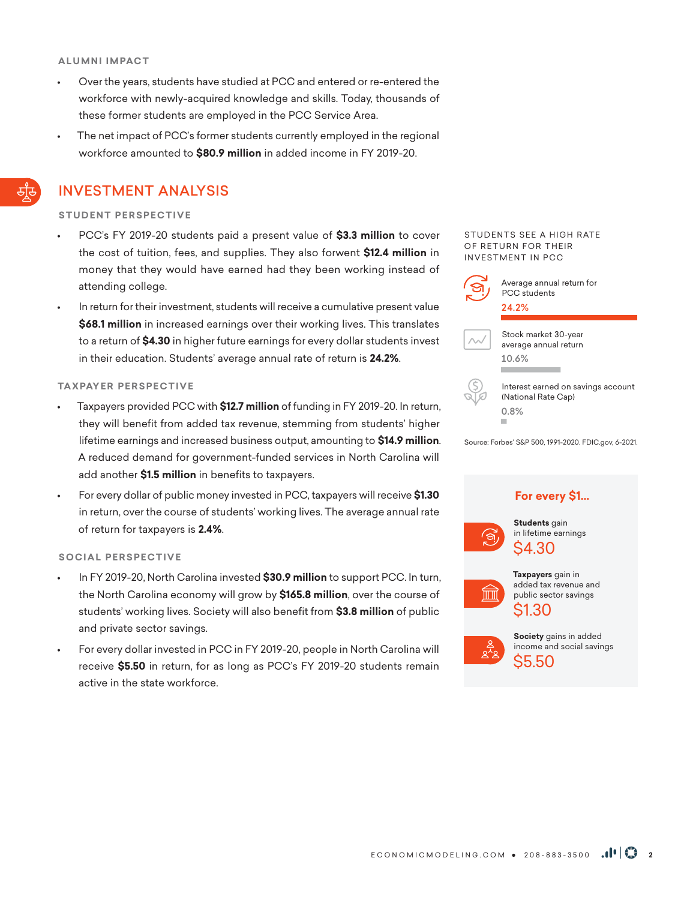### ALUMNI IMPACT

- Over the years, students have studied at PCC and entered or re-entered the workforce with newly-acquired knowledge and skills. Today, thousands of these former students are employed in the PCC Service Area.
- The net impact of PCC's former students currently employed in the regional workforce amounted to **$80.9 million** in added income in FY 2019-20.

## INVESTMENT ANALYSIS

### STUDENT PERSPECTIVE

- PCC's FY 2019-20 students paid a present value of **$3.3 million** to cover the cost of tuition, fees, and supplies. They also forwent **$12.4 million** in money that they would have earned had they been working instead of attending college.
- In return for their investment, students will receive a cumulative present value **$68.1 million** in increased earnings over their working lives. This translates to a return of **$4.30** in higher future earnings for every dollar students invest in their education. Students' average annual rate of return is **24.2%**.

### TAXPAYER PERSPECTIVE

- Taxpayers provided PCC with **$12.7 million** of funding in FY 2019-20. In return, they will benefit from added tax revenue, stemming from students' higher lifetime earnings and increased business output, amounting to **$14.9 million**. A reduced demand for government-funded services in North Carolina will add another **$1.5 million** in benefits to taxpayers.
- For every dollar of public money invested in PCC, taxpayers will receive **$1.30** in return, over the course of students' working lives. The average annual rate of return for taxpayers is **2.4%**.

### SOCIAL PERSPECTIVE

- In FY 2019-20, North Carolina invested **$30.9 million** to support PCC. In turn, the North Carolina economy will grow by **$165.8 million**, over the course of students' working lives. Society will also benefit from **$3.8 million** of public and private sector savings.
- For every dollar invested in PCC in FY 2019-20, people in North Carolina will receive **$5.50** in return, for as long as PCC's FY 2019-20 students remain active in the state workforce.

STUDENTS SEE A HIGH RATE OF RETURN FOR THEIR INVESTMENT IN PCC

Average annual return for PCC students
24.2%

Stock market 30-year average annual return
10.6%

Interest earned on savings account (National Rate Cap)
0.8%

Source: Forbes' S&P 500, 1991-2020. FDIC.gov, 6-2021.

**For every $1...**

**Students** gain in lifetime earnings
$4.30

**Taxpayers** gain in added tax revenue and public sector savings
$1.30

**Society** gains in added income and social savings
$5.50